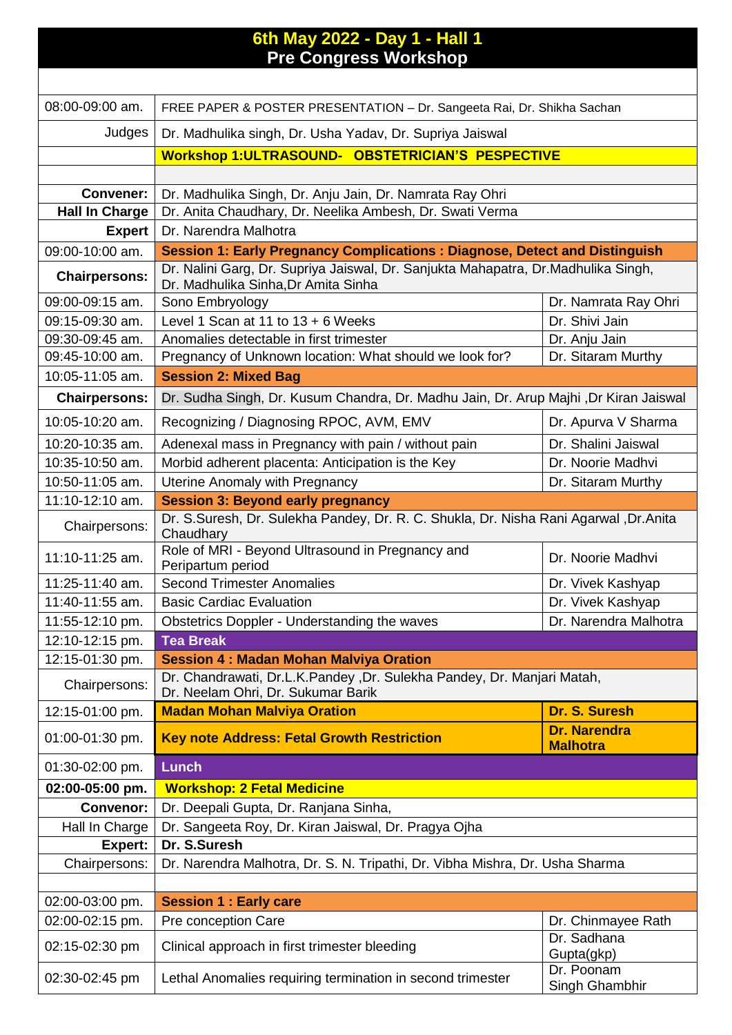# 6th May 2022 - Day 1 - Hall 1
## Pre Congress Workshop

| | | |
|---|---|---|
| 08:00-09:00 am. | FREE PAPER & POSTER PRESENTATION – Dr. Sangeeta Rai, Dr. Shikha Sachan | |
| Judges | Dr. Madhulika singh, Dr. Usha Yadav, Dr. Supriya Jaiswal | |
| | **Workshop 1:ULTRASOUND- OBSTETRICIAN'S PESPECTIVE** | |
| | | |
| **Convener:** | Dr. Madhulika Singh, Dr. Anju Jain, Dr. Namrata Ray Ohri | |
| **Hall In Charge** | Dr. Anita Chaudhary, Dr. Neelika Ambesh, Dr. Swati Verma | |
| **Expert** | Dr. Narendra Malhotra | |
| 09:00-10:00 am. | **Session 1: Early Pregnancy Complications : Diagnose, Detect and Distinguish** | |
| **Chairpersons:** | Dr. Nalini Garg, Dr. Supriya Jaiswal, Dr. Sanjukta Mahapatra, Dr.Madhulika Singh, Dr. Madhulika Sinha,Dr Amita Sinha | |
| 09:00-09:15 am. | Sono Embryology | Dr. Namrata Ray Ohri |
| 09:15-09:30 am. | Level 1 Scan at 11 to 13 + 6 Weeks | Dr. Shivi Jain |
| 09:30-09:45 am. | Anomalies detectable in first trimester | Dr. Anju Jain |
| 09:45-10:00 am. | Pregnancy of Unknown location: What should we look for? | Dr. Sitaram Murthy |
| 10:05-11:05 am. | **Session 2: Mixed Bag** | |
| **Chairpersons:** | Dr. Sudha Singh, Dr. Kusum Chandra, Dr. Madhu Jain, Dr. Arup Majhi ,Dr Kiran Jaiswal | |
| 10:05-10:20 am. | Recognizing / Diagnosing RPOC, AVM, EMV | Dr. Apurva V Sharma |
| 10:20-10:35 am. | Adenexal mass in Pregnancy with pain / without pain | Dr. Shalini Jaiswal |
| 10:35-10:50 am. | Morbid adherent placenta: Anticipation is the Key | Dr. Noorie Madhvi |
| 10:50-11:05 am. | Uterine Anomaly with Pregnancy | Dr. Sitaram Murthy |
| 11:10-12:10 am. | **Session 3: Beyond early pregnancy** | |
| Chairpersons: | Dr. S.Suresh, Dr. Sulekha Pandey, Dr. R. C. Shukla, Dr. Nisha Rani Agarwal ,Dr.Anita Chaudhary | |
| 11:10-11:25 am. | Role of MRI - Beyond Ultrasound in Pregnancy and Peripartum period | Dr. Noorie Madhvi |
| 11:25-11:40 am. | Second Trimester Anomalies | Dr. Vivek Kashyap |
| 11:40-11:55 am. | Basic Cardiac Evaluation | Dr. Vivek Kashyap |
| 11:55-12:10 pm. | Obstetrics Doppler - Understanding the waves | Dr. Narendra Malhotra |
| 12:10-12:15 pm. | **Tea Break** | |
| 12:15-01:30 pm. | **Session 4 : Madan Mohan Malviya Oration** | |
| Chairpersons: | Dr. Chandrawati, Dr.L.K.Pandey ,Dr. Sulekha Pandey, Dr. Manjari Matah, Dr. Neelam Ohri, Dr. Sukumar Barik | |
| 12:15-01:00 pm. | **Madan Mohan Malviya Oration** | **Dr. S. Suresh** |
| 01:00-01:30 pm. | **Key note Address: Fetal Growth Restriction** | **Dr. Narendra Malhotra** |
| 01:30-02:00 pm. | **Lunch** | |
| **02:00-05:00 pm.** | **Workshop: 2 Fetal Medicine** | |
| **Convenor:** | Dr. Deepali Gupta, Dr. Ranjana Sinha, | |
| Hall In Charge | Dr. Sangeeta Roy, Dr. Kiran Jaiswal, Dr. Pragya Ojha | |
| **Expert:** | **Dr. S.Suresh** | |
| Chairpersons: | Dr. Narendra Malhotra, Dr. S. N. Tripathi, Dr. Vibha Mishra, Dr. Usha Sharma | |
| | | |
| 02:00-03:00 pm. | **Session 1 : Early care** | |
| 02:00-02:15 pm. | Pre conception Care | Dr. Chinmayee Rath |
| 02:15-02:30 pm | Clinical approach in first trimester bleeding | Dr. Sadhana Gupta(gkp) |
| 02:30-02:45 pm | Lethal Anomalies requiring termination in second trimester | Dr. Poonam Singh Ghambhir |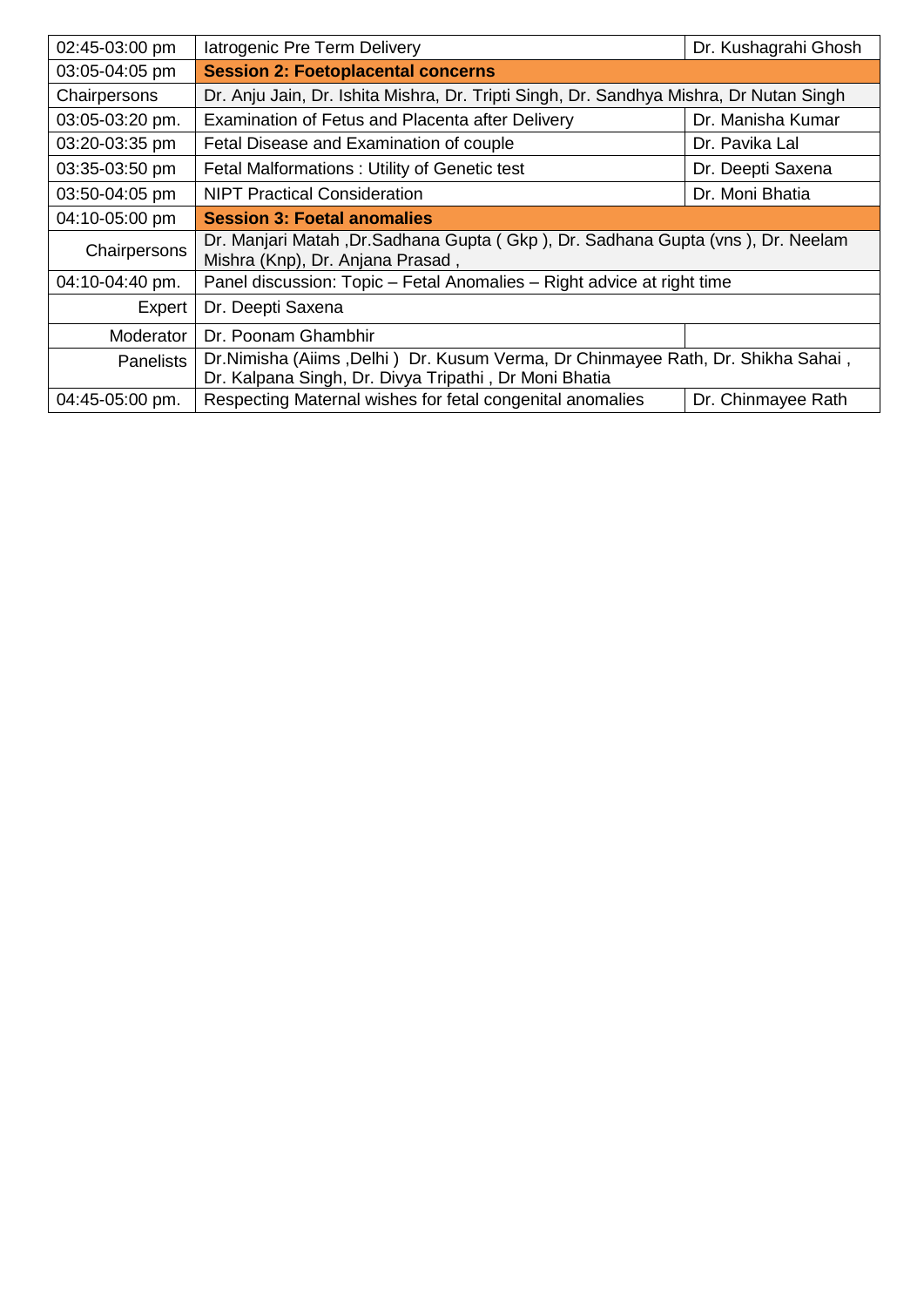| | | |
|---|---|---|
| 02:45-03:00 pm | Iatrogenic Pre Term Delivery | Dr. Kushagrahi Ghosh |
| 03:05-04:05 pm | **Session 2: Foetoplacental concerns** | |
| Chairpersons | Dr. Anju Jain, Dr. Ishita Mishra, Dr. Tripti Singh, Dr. Sandhya Mishra, Dr Nutan Singh | |
| 03:05-03:20 pm. | Examination of Fetus and Placenta after Delivery | Dr. Manisha Kumar |
| 03:20-03:35 pm | Fetal Disease and Examination of couple | Dr. Pavika Lal |
| 03:35-03:50 pm | Fetal Malformations : Utility of Genetic test | Dr. Deepti Saxena |
| 03:50-04:05 pm | NIPT Practical Consideration | Dr. Moni Bhatia |
| 04:10-05:00 pm | **Session 3: Foetal anomalies** | |
| Chairpersons | Dr. Manjari Matah ,Dr.Sadhana Gupta ( Gkp ), Dr. Sadhana Gupta (vns ), Dr. Neelam Mishra (Knp), Dr. Anjana Prasad , | |
| 04:10-04:40 pm. | Panel discussion: Topic – Fetal Anomalies – Right advice at right time | |
| Expert | Dr. Deepti Saxena | |
| Moderator | Dr. Poonam Ghambhir | |
| Panelists | Dr.Nimisha (Aiims ,Delhi ) Dr. Kusum Verma, Dr Chinmayee Rath, Dr. Shikha Sahai , Dr. Kalpana Singh, Dr. Divya Tripathi , Dr Moni Bhatia | |
| 04:45-05:00 pm. | Respecting Maternal wishes for fetal congenital anomalies | Dr. Chinmayee Rath |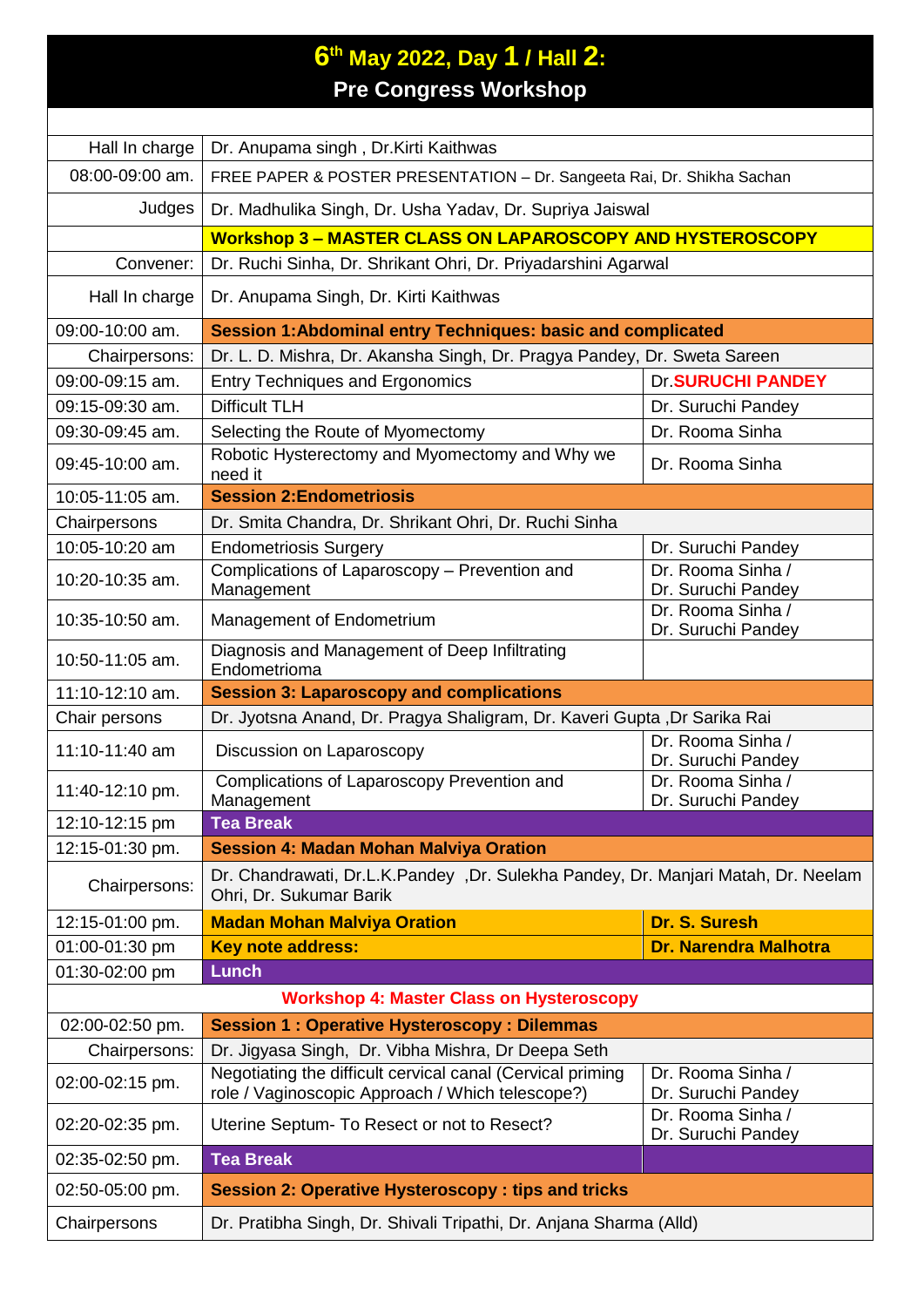# 6th May 2022, Day 1 / Hall 2:
## Pre Congress Workshop

| | | |
|---|---|---|
| Hall In charge | Dr. Anupama singh , Dr.Kirti Kaithwas | |
| 08:00-09:00 am. | FREE PAPER & POSTER PRESENTATION – Dr. Sangeeta Rai, Dr. Shikha Sachan | |
| Judges | Dr. Madhulika Singh, Dr. Usha Yadav, Dr. Supriya Jaiswal | |
| | **Workshop 3 – MASTER CLASS ON LAPAROSCOPY AND HYSTEROSCOPY** | |
| Convener: | Dr. Ruchi Sinha, Dr. Shrikant Ohri, Dr. Priyadarshini Agarwal | |
| Hall In charge | Dr. Anupama Singh, Dr. Kirti Kaithwas | |
| 09:00-10:00 am. | **Session 1:Abdominal entry Techniques: basic and complicated** | |
| Chairpersons: | Dr. L. D. Mishra, Dr. Akansha Singh, Dr. Pragya Pandey, Dr. Sweta Sareen | |
| 09:00-09:15 am. | Entry Techniques and Ergonomics | **Dr.SURUCHI PANDEY** |
| 09:15-09:30 am. | Difficult TLH | Dr. Suruchi Pandey |
| 09:30-09:45 am. | Selecting the Route of Myomectomy | Dr. Rooma Sinha |
| 09:45-10:00 am. | Robotic Hysterectomy and Myomectomy and Why we need it | Dr. Rooma Sinha |
| 10:05-11:05 am. | **Session 2:Endometriosis** | |
| Chairpersons | Dr. Smita Chandra, Dr. Shrikant Ohri, Dr. Ruchi Sinha | |
| 10:05-10:20 am | Endometriosis Surgery | Dr. Suruchi Pandey |
| 10:20-10:35 am. | Complications of Laparoscopy – Prevention and Management | Dr. Rooma Sinha / Dr. Suruchi Pandey |
| 10:35-10:50 am. | Management of Endometrium | Dr. Rooma Sinha / Dr. Suruchi Pandey |
| 10:50-11:05 am. | Diagnosis and Management of Deep Infiltrating Endometrioma | |
| 11:10-12:10 am. | **Session 3: Laparoscopy and complications** | |
| Chair persons | Dr. Jyotsna Anand, Dr. Pragya Shaligram, Dr. Kaveri Gupta ,Dr Sarika Rai | |
| 11:10-11:40 am | Discussion on Laparoscopy | Dr. Rooma Sinha / Dr. Suruchi Pandey |
| 11:40-12:10 pm. | Complications of Laparoscopy Prevention and Management | Dr. Rooma Sinha / Dr. Suruchi Pandey |
| 12:10-12:15 pm | **Tea Break** | |
| 12:15-01:30 pm. | **Session 4: Madan Mohan Malviya Oration** | |
| Chairpersons: | Dr. Chandrawati, Dr.L.K.Pandey ,Dr. Sulekha Pandey, Dr. Manjari Matah, Dr. Neelam Ohri, Dr. Sukumar Barik | |
| 12:15-01:00 pm. | **Madan Mohan Malviya Oration** | **Dr. S. Suresh** |
| 01:00-01:30 pm | **Key note address:** | **Dr. Narendra Malhotra** |
| 01:30-02:00 pm | **Lunch** | |
| | **Workshop 4: Master Class on Hysteroscopy** | |
| 02:00-02:50 pm. | **Session 1 : Operative Hysteroscopy : Dilemmas** | |
| Chairpersons: | Dr. Jigyasa Singh, Dr. Vibha Mishra, Dr Deepa Seth | |
| 02:00-02:15 pm. | Negotiating the difficult cervical canal (Cervical priming role / Vaginoscopic Approach / Which telescope?) | Dr. Rooma Sinha / Dr. Suruchi Pandey |
| 02:20-02:35 pm. | Uterine Septum- To Resect or not to Resect? | Dr. Rooma Sinha / Dr. Suruchi Pandey |
| 02:35-02:50 pm. | **Tea Break** | |
| 02:50-05:00 pm. | **Session 2: Operative Hysteroscopy : tips and tricks** | |
| Chairpersons | Dr. Pratibha Singh, Dr. Shivali Tripathi, Dr. Anjana Sharma (Alld) | |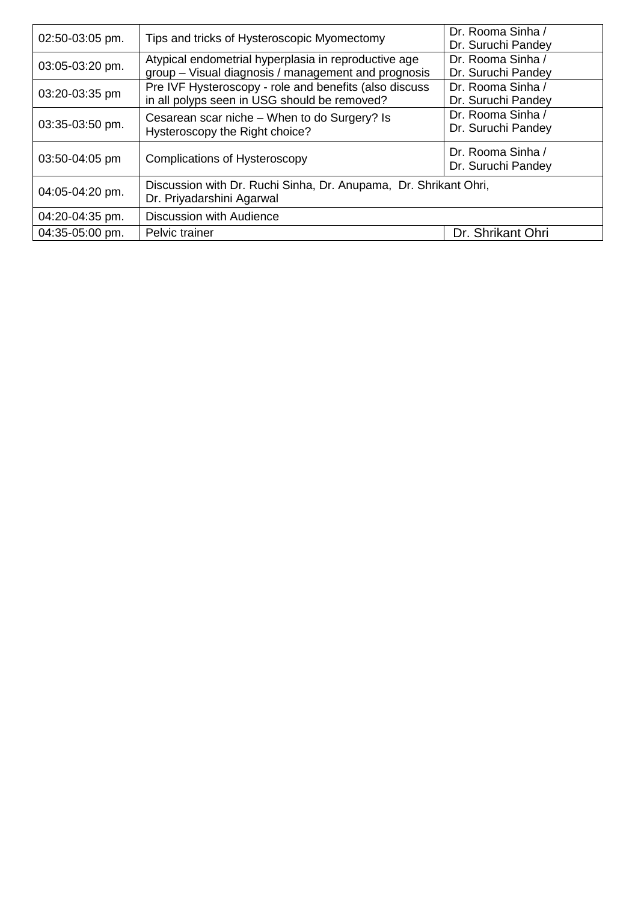| | | |
|---|---|---|
| 02:50-03:05 pm. | Tips and tricks of Hysteroscopic Myomectomy | Dr. Rooma Sinha / Dr. Suruchi Pandey |
| 03:05-03:20 pm. | Atypical endometrial hyperplasia in reproductive age group – Visual diagnosis / management and prognosis | Dr. Rooma Sinha / Dr. Suruchi Pandey |
| 03:20-03:35 pm | Pre IVF Hysteroscopy - role and benefits (also discuss in all polyps seen in USG should be removed? | Dr. Rooma Sinha / Dr. Suruchi Pandey |
| 03:35-03:50 pm. | Cesarean scar niche – When to do Surgery? Is Hysteroscopy the Right choice? | Dr. Rooma Sinha / Dr. Suruchi Pandey |
| 03:50-04:05 pm | Complications of Hysteroscopy | Dr. Rooma Sinha / Dr. Suruchi Pandey |
| 04:05-04:20 pm. | Discussion with Dr. Ruchi Sinha, Dr. Anupama, Dr. Shrikant Ohri, Dr. Priyadarshini Agarwal | |
| 04:20-04:35 pm. | Discussion with Audience | |
| 04:35-05:00 pm. | Pelvic trainer | Dr. Shrikant Ohri |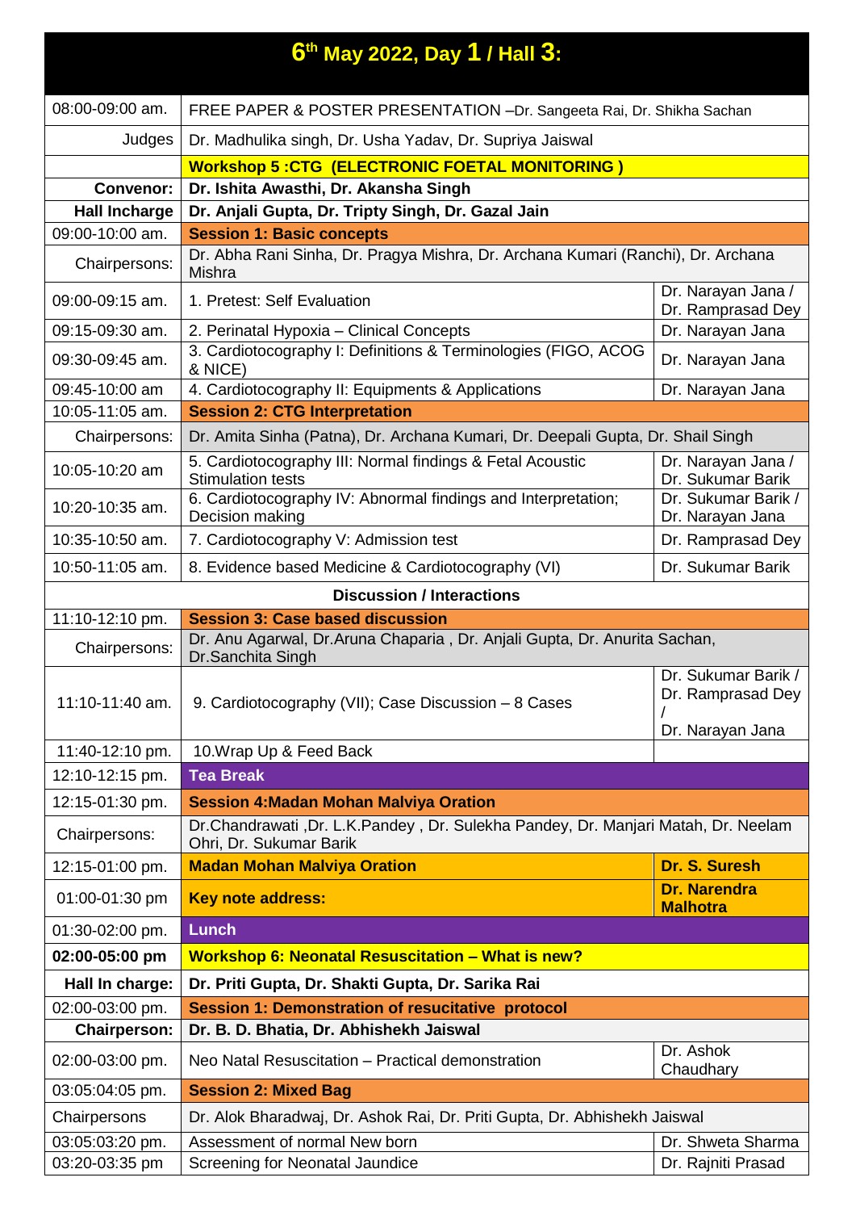# $6^{th}$ May 2022, Day 1 / Hall 3:

| | | |
|---|---|---|
| 08:00-09:00 am. | FREE PAPER & POSTER PRESENTATION –Dr. Sangeeta Rai, Dr. Shikha Sachan | |
| Judges | Dr. Madhulika singh, Dr. Usha Yadav, Dr. Supriya Jaiswal | |
| | **Workshop 5 :CTG (ELECTRONIC FOETAL MONITORING )** | |
| **Convenor:** | **Dr. Ishita Awasthi, Dr. Akansha Singh** | |
| **Hall Incharge** | **Dr. Anjali Gupta, Dr. Tripty Singh, Dr. Gazal Jain** | |
| 09:00-10:00 am. | **Session 1: Basic concepts** | |
| Chairpersons: | Dr. Abha Rani Sinha, Dr. Pragya Mishra, Dr. Archana Kumari (Ranchi), Dr. Archana Mishra | |
| 09:00-09:15 am. | 1. Pretest: Self Evaluation | Dr. Narayan Jana / Dr. Ramprasad Dey |
| 09:15-09:30 am. | 2. Perinatal Hypoxia – Clinical Concepts | Dr. Narayan Jana |
| 09:30-09:45 am. | 3. Cardiotocography I: Definitions & Terminologies (FIGO, ACOG & NICE) | Dr. Narayan Jana |
| 09:45-10:00 am | 4. Cardiotocography II: Equipments & Applications | Dr. Narayan Jana |
| 10:05-11:05 am. | **Session 2: CTG Interpretation** | |
| Chairpersons: | Dr. Amita Sinha (Patna), Dr. Archana Kumari, Dr. Deepali Gupta, Dr. Shail Singh | |
| 10:05-10:20 am | 5. Cardiotocography III: Normal findings & Fetal Acoustic Stimulation tests | Dr. Narayan Jana / Dr. Sukumar Barik |
| 10:20-10:35 am. | 6. Cardiotocography IV: Abnormal findings and Interpretation; Decision making | Dr. Sukumar Barik / Dr. Narayan Jana |
| 10:35-10:50 am. | 7. Cardiotocography V: Admission test | Dr. Ramprasad Dey |
| 10:50-11:05 am. | 8. Evidence based Medicine & Cardiotocography (VI) | Dr. Sukumar Barik |
| | **Discussion / Interactions** | |
| 11:10-12:10 pm. | **Session 3: Case based discussion** | |
| Chairpersons: | Dr. Anu Agarwal, Dr.Aruna Chaparia , Dr. Anjali Gupta, Dr. Anurita Sachan, Dr.Sanchita Singh | |
| 11:10-11:40 am. | 9. Cardiotocography (VII); Case Discussion – 8 Cases | Dr. Sukumar Barik / Dr. Ramprasad Dey / Dr. Narayan Jana |
| 11:40-12:10 pm. | 10.Wrap Up & Feed Back | |
| 12:10-12:15 pm. | **Tea Break** | |
| 12:15-01:30 pm. | **Session 4:Madan Mohan Malviya Oration** | |
| Chairpersons: | Dr.Chandrawati ,Dr. L.K.Pandey , Dr. Sulekha Pandey, Dr. Manjari Matah, Dr. Neelam Ohri, Dr. Sukumar Barik | |
| 12:15-01:00 pm. | **Madan Mohan Malviya Oration** | **Dr. S. Suresh** |
| 01:00-01:30 pm | **Key note address:** | **Dr. Narendra Malhotra** |
| 01:30-02:00 pm. | **Lunch** | |
| **02:00-05:00 pm** | **Workshop 6: Neonatal Resuscitation – What is new?** | |
| **Hall In charge:** | **Dr. Priti Gupta, Dr. Shakti Gupta, Dr. Sarika Rai** | |
| 02:00-03:00 pm. | **Session 1: Demonstration of resucitative protocol** | |
| **Chairperson:** | **Dr. B. D. Bhatia, Dr. Abhishekh Jaiswal** | |
| 02:00-03:00 pm. | Neo Natal Resuscitation – Practical demonstration | Dr. Ashok Chaudhary |
| 03:05:04:05 pm. | **Session 2: Mixed Bag** | |
| Chairpersons | Dr. Alok Bharadwaj, Dr. Ashok Rai, Dr. Priti Gupta, Dr. Abhishekh Jaiswal | |
| 03:05:03:20 pm. | Assessment of normal New born | Dr. Shweta Sharma |
| 03:20-03:35 pm | Screening for Neonatal Jaundice | Dr. Rajniti Prasad |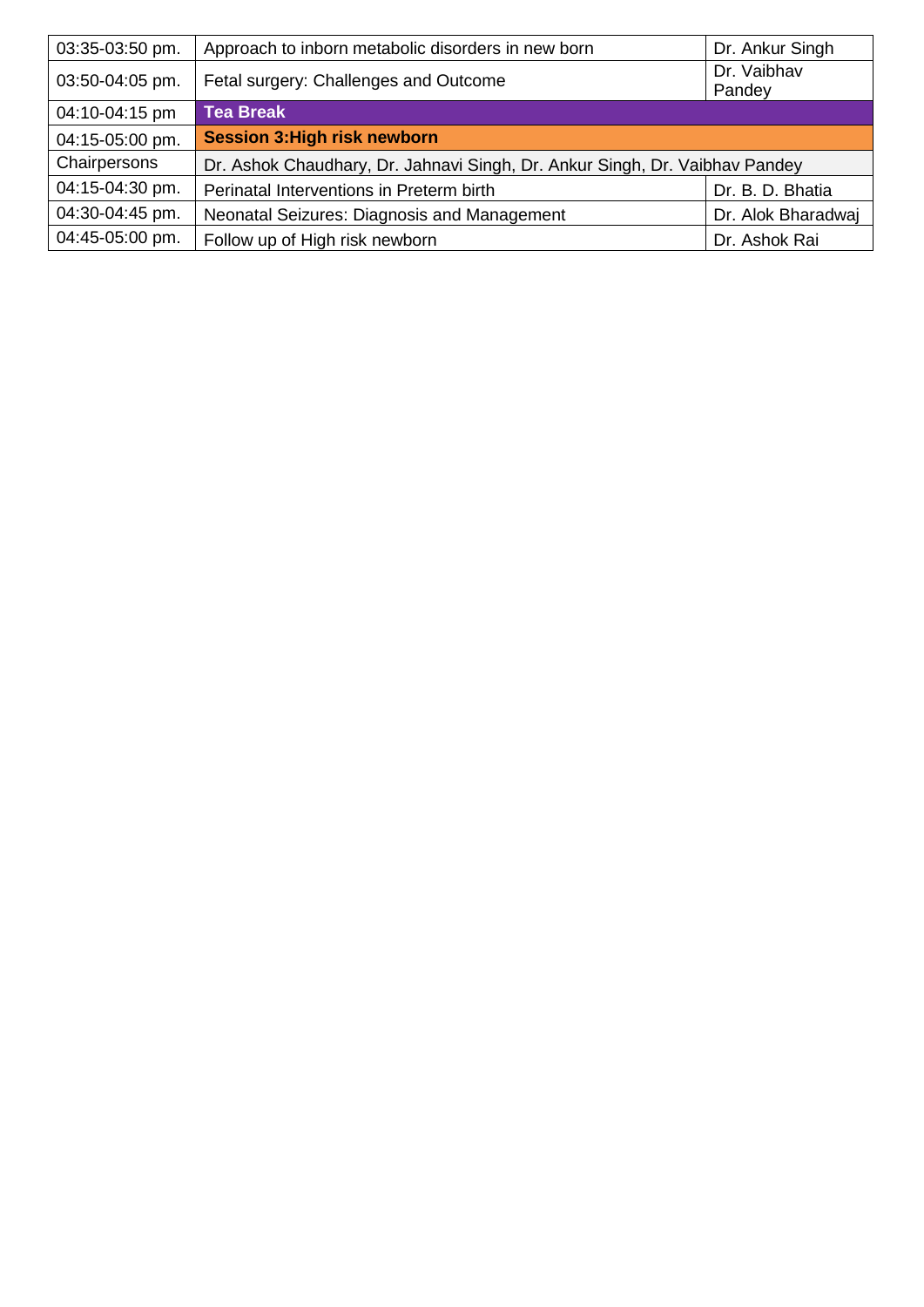| 03:35-03:50 pm. | Approach to inborn metabolic disorders in new born | Dr. Ankur Singh |
|---|---|---|
| 03:50-04:05 pm. | Fetal surgery: Challenges and Outcome | Dr. Vaibhav Pandey |
| 04:10-04:15 pm | **Tea Break** | |
| 04:15-05:00 pm. | **Session 3:High risk newborn** | |
| Chairpersons | Dr. Ashok Chaudhary, Dr. Jahnavi Singh, Dr. Ankur Singh, Dr. Vaibhav Pandey | |
| 04:15-04:30 pm. | Perinatal Interventions in Preterm birth | Dr. B. D. Bhatia |
| 04:30-04:45 pm. | Neonatal Seizures: Diagnosis and Management | Dr. Alok Bharadwaj |
| 04:45-05:00 pm. | Follow up of High risk newborn | Dr. Ashok Rai |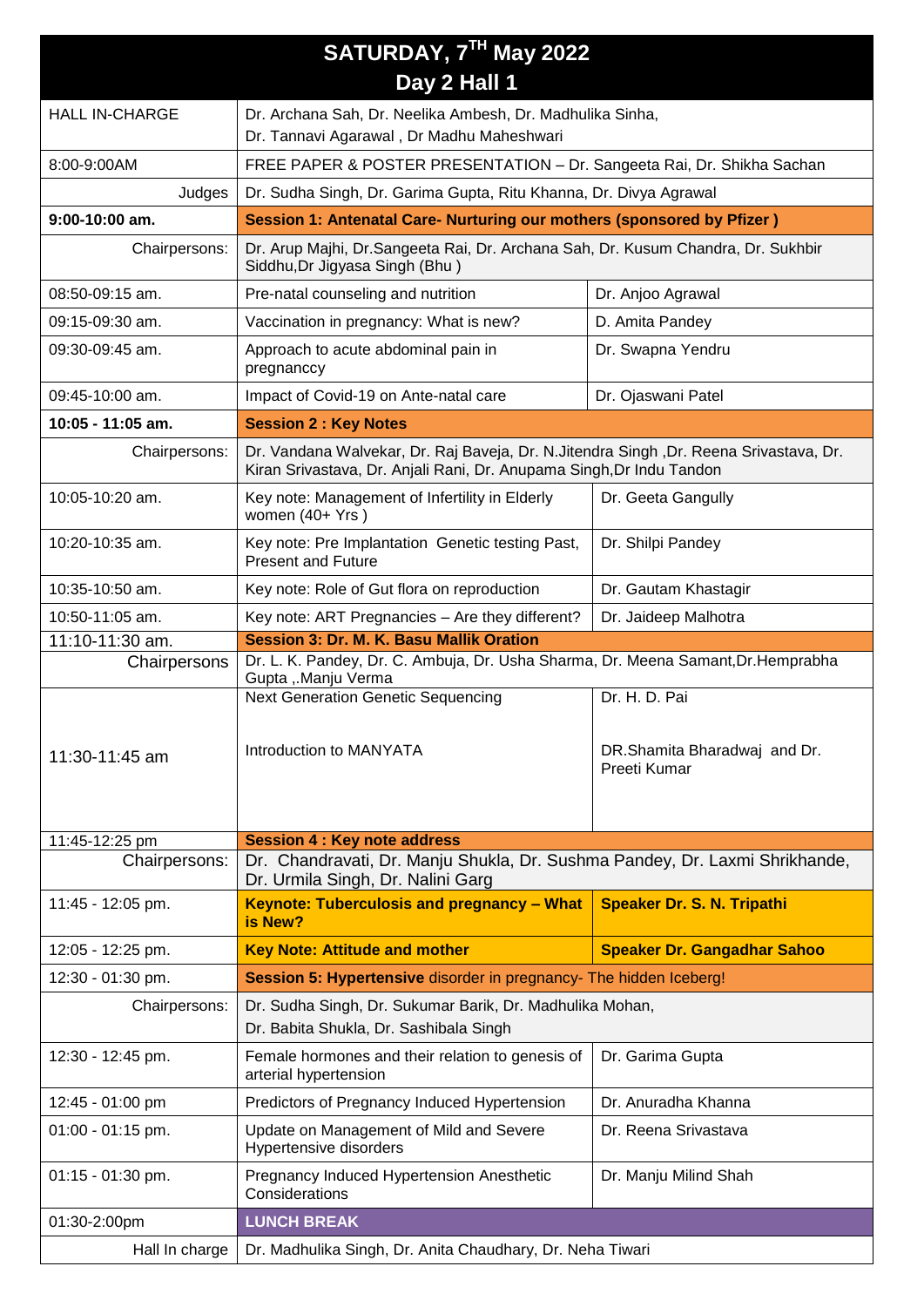# SATURDAY, 7TH May 2022
## Day 2 Hall 1

| | | |
|---|---|---|
| HALL IN-CHARGE | Dr. Archana Sah, Dr. Neelika Ambesh, Dr. Madhulika Sinha, Dr. Tannavi Agarawal , Dr Madhu Maheshwari | |
| 8:00-9:00AM | FREE PAPER & POSTER PRESENTATION – Dr. Sangeeta Rai, Dr. Shikha Sachan | |
| Judges | Dr. Sudha Singh, Dr. Garima Gupta, Ritu Khanna, Dr. Divya Agrawal | |
| **9:00-10:00 am.** | **Session 1: Antenatal Care- Nurturing our mothers (sponsored by Pfizer )** | |
| Chairpersons: | Dr. Arup Majhi, Dr.Sangeeta Rai, Dr. Archana Sah, Dr. Kusum Chandra, Dr. Sukhbir Siddhu,Dr Jigyasa Singh (Bhu ) | |
| 08:50-09:15 am. | Pre-natal counseling and nutrition | Dr. Anjoo Agrawal |
| 09:15-09:30 am. | Vaccination in pregnancy: What is new? | D. Amita Pandey |
| 09:30-09:45 am. | Approach to acute abdominal pain in pregnanccy | Dr. Swapna Yendru |
| 09:45-10:00 am. | Impact of Covid-19 on Ante-natal care | Dr. Ojaswani Patel |
| **10:05 - 11:05 am.** | **Session 2 : Key Notes** | |
| Chairpersons: | Dr. Vandana Walvekar, Dr. Raj Baveja, Dr. N.Jitendra Singh ,Dr. Reena Srivastava, Dr. Kiran Srivastava, Dr. Anjali Rani, Dr. Anupama Singh,Dr Indu Tandon | |
| 10:05-10:20 am. | Key note: Management of Infertility in Elderly women (40+ Yrs ) | Dr. Geeta Ganglly |
| 10:20-10:35 am. | Key note: Pre Implantation Genetic testing Past, Present and Future | Dr. Shilpi Pandey |
| 10:35-10:50 am. | Key note: Role of Gut flora on reproduction | Dr. Gautam Khastagir |
| 10:50-11:05 am. | Key note: ART Pregnancies – Are they different? | Dr. Jaideep Malhotra |
| 11:10-11:30 am. | **Session 3: Dr. M. K. Basu Mallik Oration** | |
| Chairpersons | Dr. L. K. Pandey, Dr. C. Ambuja, Dr. Usha Sharma, Dr. Meena Samant,Dr.Hemprabha Gupta ,.Manju Verma | |
| 11:30-11:45 am | Next Generation Genetic Sequencing | Dr. H. D. Pai |
| | Introduction to MANYATA | DR.Shamita Bharadwaj and Dr. Preeti Kumar |
| 11:45-12:25 pm | **Session 4 : Key note address** | |
| Chairpersons: | Dr. Chandravati, Dr. Manju Shukla, Dr. Sushma Pandey, Dr. Laxmi Shrikhande, Dr. Urmila Singh, Dr. Nalini Garg | |
| 11:45 - 12:05 pm. | **Keynote: Tuberculosis and pregnancy – What is New?** | **Speaker Dr. S. N. Tripathi** |
| 12:05 - 12:25 pm. | **Key Note: Attitude and mother** | **Speaker Dr. Gangadhar Sahoo** |
| 12:30 - 01:30 pm. | **Session 5: Hypertensive** disorder in pregnancy- The hidden Iceberg! | |
| Chairpersons: | Dr. Sudha Singh, Dr. Sukumar Barik, Dr. Madhulika Mohan, Dr. Babita Shukla, Dr. Sashibala Singh | |
| 12:30 - 12:45 pm. | Female hormones and their relation to genesis of arterial hypertension | Dr. Garima Gupta |
| 12:45 - 01:00 pm | Predictors of Pregnancy Induced Hypertension | Dr. Anuradha Khanna |
| 01:00 - 01:15 pm. | Update on Management of Mild and Severe Hypertensive disorders | Dr. Reena Srivastava |
| 01:15 - 01:30 pm. | Pregnancy Induced Hypertension Anesthetic Considerations | Dr. Manju Milind Shah |
| 01:30-2:00pm | **LUNCH BREAK** | |
| Hall In charge | Dr. Madhulika Singh, Dr. Anita Chaudhary, Dr. Neha Tiwari | |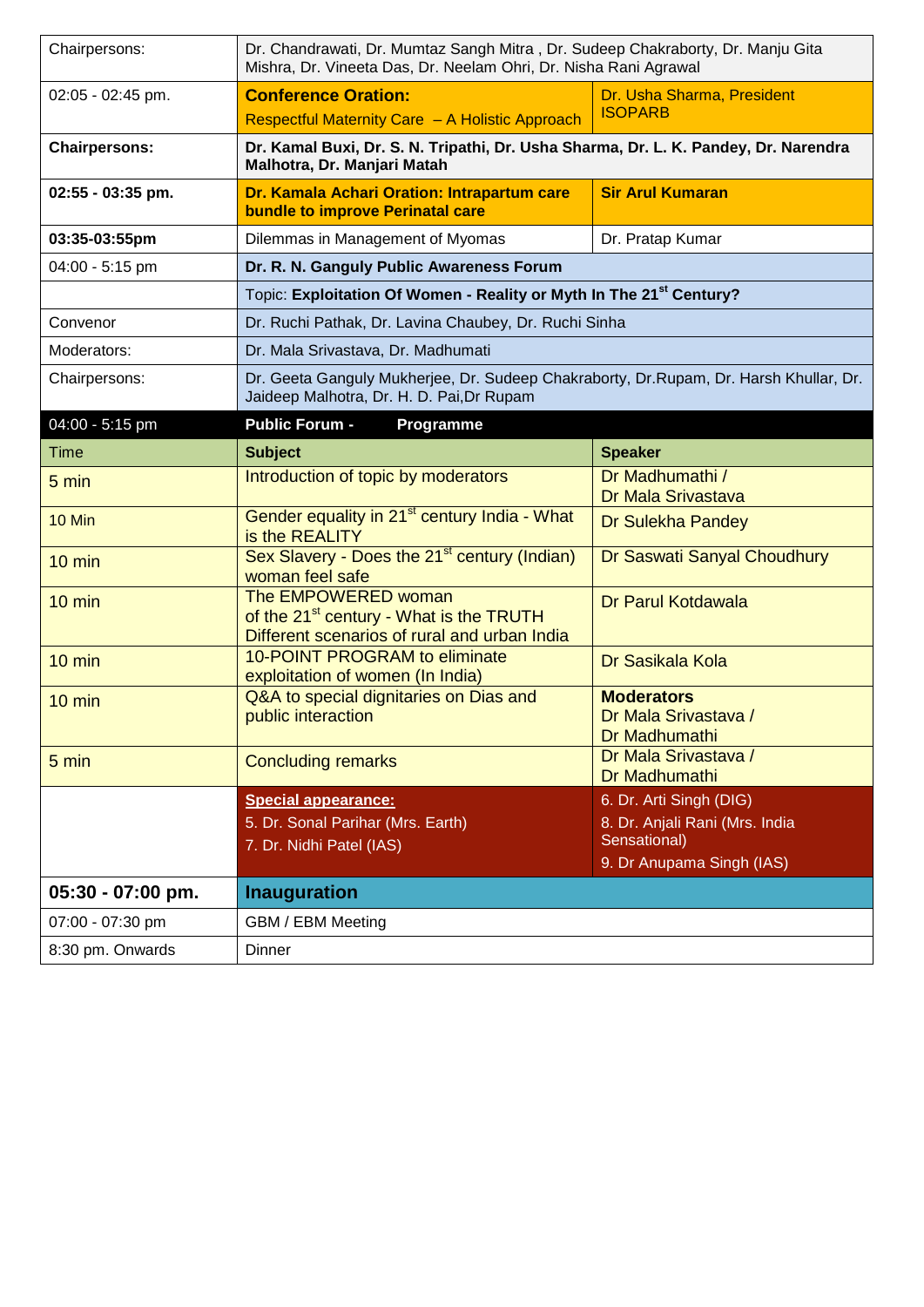| | | |
|---|---|---|
| Chairpersons: | Dr. Chandrawati, Dr. Mumtaz Sangh Mitra , Dr. Sudeep Chakraborty, Dr. Manju Gita Mishra, Dr. Vineeta Das, Dr. Neelam Ohri, Dr. Nisha Rani Agrawal | |
| 02:05 - 02:45 pm. | **Conference Oration:** Respectful Maternity Care – A Holistic Approach | Dr. Usha Sharma, President ISOPARB |
| **Chairpersons:** | **Dr. Kamal Buxi, Dr. S. N. Tripathi, Dr. Usha Sharma, Dr. L. K. Pandey, Dr. Narendra Malhotra, Dr. Manjari Matah** | |
| **02:55 - 03:35 pm.** | **Dr. Kamala Achari Oration: Intrapartum care bundle to improve Perinatal care** | **Sir Arul Kumaran** |
| **03:35-03:55pm** | Dilemmas in Management of Myomas | Dr. Pratap Kumar |
| 04:00 - 5:15 pm | **Dr. R. N. Ganguly Public Awareness Forum** | |
| | Topic: **Exploitation Of Women - Reality or Myth In The 21st Century?** | |
| Convenor | Dr. Ruchi Pathak, Dr. Lavina Chaubey, Dr. Ruchi Sinha | |
| Moderators: | Dr. Mala Srivastava, Dr. Madhumati | |
| Chairpersons: | Dr. Geeta Ganguly Mukherjee, Dr. Sudeep Chakraborty, Dr.Rupam, Dr. Harsh Khullar, Dr. Jaideep Malhotra, Dr. H. D. Pai,Dr Rupam | |
| 04:00 - 5:15 pm | **Public Forum - Programme** | |
| Time | **Subject** | **Speaker** |
| 5 min | Introduction of topic by moderators | Dr Madhumathi / Dr Mala Srivastava |
| 10 Min | Gender equality in 21st century India - What is the REALITY | Dr Sulekha Pandey |
| 10 min | Sex Slavery - Does the 21st century (Indian) woman feel safe | Dr Saswati Sanyal Choudhury |
| 10 min | The EMPOWERED woman of the 21st century - What is the TRUTH Different scenarios of rural and urban India | Dr Parul Kotdawala |
| 10 min | 10-POINT PROGRAM to eliminate exploitation of women (In India) | Dr Sasikala Kola |
| 10 min | Q&A to special dignitaries on Dias and public interaction | **Moderators** Dr Mala Srivastava / Dr Madhumathi |
| 5 min | Concluding remarks | Dr Mala Srivastava / Dr Madhumathi |
| | **Special appearance:** 5. Dr. Sonal Parihar (Mrs. Earth) 7. Dr. Nidhi Patel (IAS) | 6. Dr. Arti Singh (DIG) 8. Dr. Anjali Rani (Mrs. India Sensational) 9. Dr Anupama Singh (IAS) |
| **05:30 - 07:00 pm.** | **Inauguration** | |
| 07:00 - 07:30 pm | GBM / EBM Meeting | |
| 8:30 pm. Onwards | Dinner | |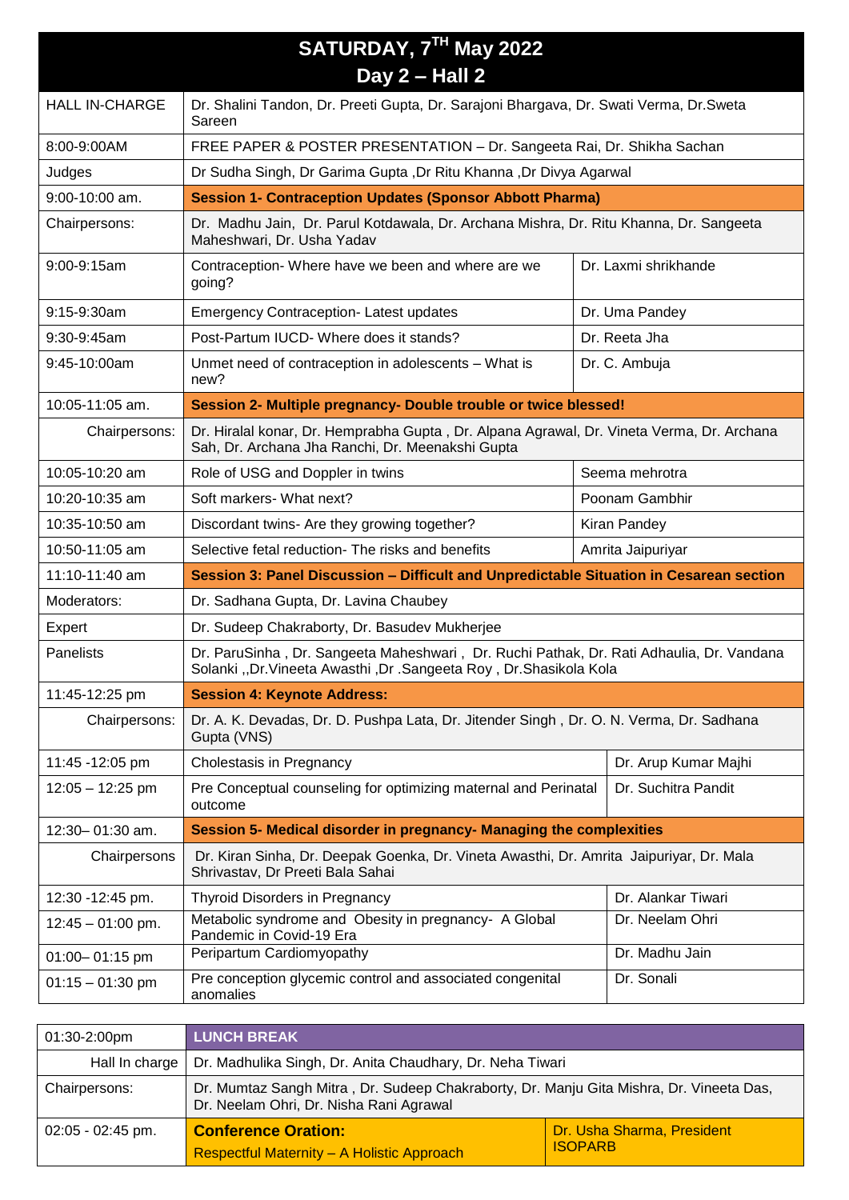## SATURDAY, 7TH May 2022
## Day 2 – Hall 2

| | | |
|---|---|---|
| HALL IN-CHARGE | Dr. Shalini Tandon, Dr. Preeti Gupta, Dr. Sarajoni Bhargava, Dr. Swati Verma, Dr.Sweta Sareen | |
| 8:00-9:00AM | FREE PAPER & POSTER PRESENTATION – Dr. Sangeeta Rai, Dr. Shikha Sachan | |
| Judges | Dr Sudha Singh, Dr Garima Gupta ,Dr Ritu Khanna ,Dr Divya Agarwal | |
| 9:00-10:00 am. | **Session 1- Contraception Updates (Sponsor Abbott Pharma)** | |
| Chairpersons: | Dr. Madhu Jain, Dr. Parul Kotdawala, Dr. Archana Mishra, Dr. Ritu Khanna, Dr. Sangeeta Maheshwari, Dr. Usha Yadav | |
| 9:00-9:15am | Contraception- Where have we been and where are we going? | Dr. Laxmi shrikhande |
| 9:15-9:30am | Emergency Contraception- Latest updates | Dr. Uma Pandey |
| 9:30-9:45am | Post-Partum IUCD- Where does it stands? | Dr. Reeta Jha |
| 9:45-10:00am | Unmet need of contraception in adolescents – What is new? | Dr. C. Ambuja |
| 10:05-11:05 am. | **Session 2- Multiple pregnancy- Double trouble or twice blessed!** | |
| Chairpersons: | Dr. Hiralal konar, Dr. Hemprabha Gupta , Dr. Alpana Agrawal, Dr. Vineta Verma, Dr. Archana Sah, Dr. Archana Jha Ranchi, Dr. Meenakshi Gupta | |
| 10:05-10:20 am | Role of USG and Doppler in twins | Seema mehrotra |
| 10:20-10:35 am | Soft markers- What next? | Poonam Gambhir |
| 10:35-10:50 am | Discordant twins- Are they growing together? | Kiran Pandey |
| 10:50-11:05 am | Selective fetal reduction- The risks and benefits | Amrita Jaipuriyar |
| 11:10-11:40 am | **Session 3: Panel Discussion – Difficult and Unpredictable Situation in Cesarean section** | |
| Moderators: | Dr. Sadhana Gupta, Dr. Lavina Chaubey | |
| Expert | Dr. Sudeep Chakraborty, Dr. Basudev Mukherjee | |
| Panelists | Dr. ParuSinha , Dr. Sangeeta Maheshwari , Dr. Ruchi Pathak, Dr. Rati Adhaulia, Dr. Vandana Solanki ,,Dr.Vineeta Awasthi ,Dr .Sangeeta Roy , Dr.Shasikola Kola | |
| 11:45-12:25 pm | **Session 4: Keynote Address:** | |
| Chairpersons: | Dr. A. K. Devadas, Dr. D. Pushpa Lata, Dr. Jitender Singh , Dr. O. N. Verma, Dr. Sadhana Gupta (VNS) | |
| 11:45 -12:05 pm | Cholestasis in Pregnancy | Dr. Arup Kumar Majhi |
| 12:05 – 12:25 pm | Pre Conceptual counseling for optimizing maternal and Perinatal outcome | Dr. Suchitra Pandit |
| 12:30– 01:30 am. | **Session 5- Medical disorder in pregnancy- Managing the complexities** | |
| Chairpersons | Dr. Kiran Sinha, Dr. Deepak Goenka, Dr. Vineta Awasthi, Dr. Amrita Jaipuriyar, Dr. Mala Shrivastav, Dr Preeti Bala Sahai | |
| 12:30 -12:45 pm. | Thyroid Disorders in Pregnancy | Dr. Alankar Tiwari |
| 12:45 – 01:00 pm. | Metabolic syndrome and Obesity in pregnancy- A Global Pandemic in Covid-19 Era | Dr. Neelam Ohri |
| 01:00– 01:15 pm | Peripartum Cardiomyopathy | Dr. Madhu Jain |
| 01:15 – 01:30 pm | Pre conception glycemic control and associated congenital anomalies | Dr. Sonali |

| | | |
|---|---|---|
| 01:30-2:00pm | **LUNCH BREAK** | |
| Hall In charge | Dr. Madhulika Singh, Dr. Anita Chaudhary, Dr. Neha Tiwari | |
| Chairpersons: | Dr. Mumtaz Sangh Mitra , Dr. Sudeep Chakraborty, Dr. Manju Gita Mishra, Dr. Vineeta Das, Dr. Neelam Ohri, Dr. Nisha Rani Agrawal | |
| 02:05 - 02:45 pm. | **Conference Oration:** Respectful Maternity – A Holistic Approach | Dr. Usha Sharma, President ISOPARB |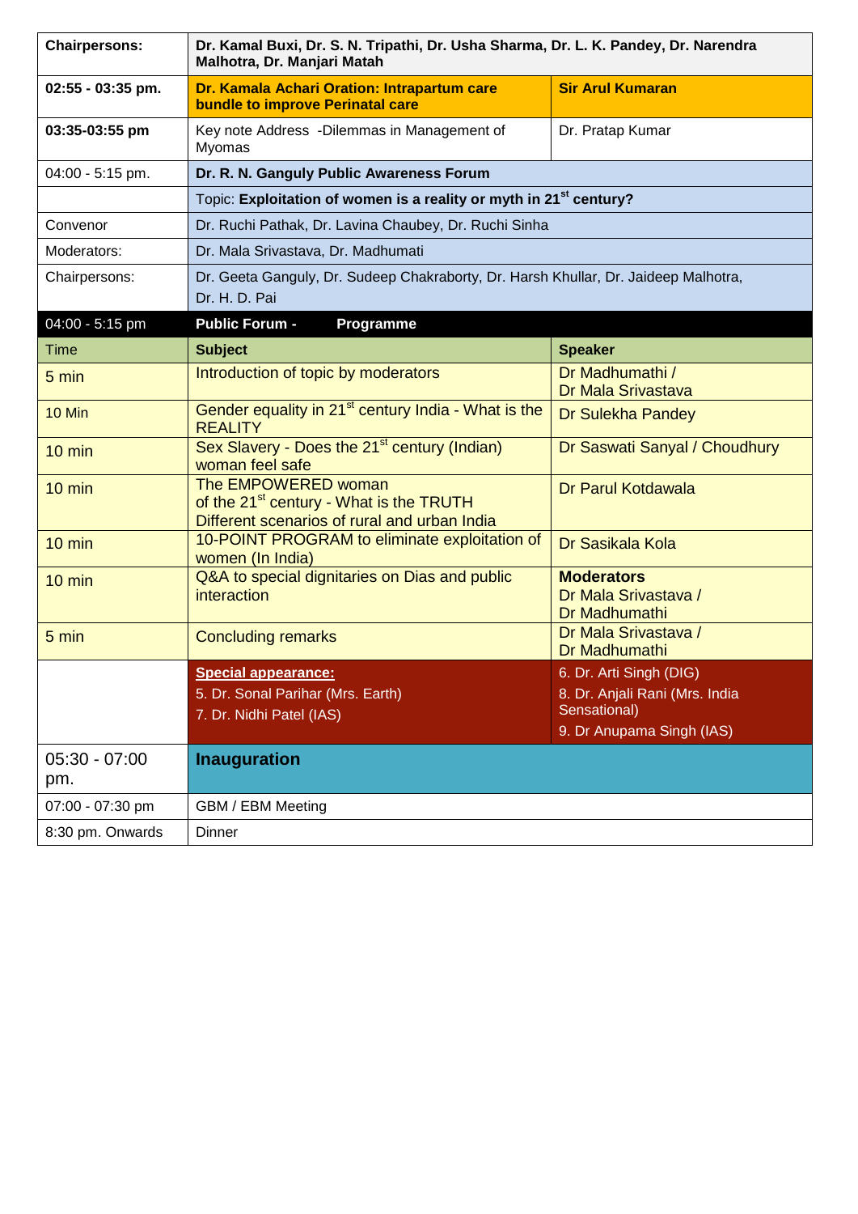| | | |
|---|---|---|
| **Chairpersons:** | **Dr. Kamal Buxi, Dr. S. N. Tripathi, Dr. Usha Sharma, Dr. L. K. Pandey, Dr. Narendra Malhotra, Dr. Manjari Matah** | |
| **02:55 - 03:35 pm.** | **Dr. Kamala Achari Oration: Intrapartum care bundle to improve Perinatal care** | **Sir Arul Kumaran** |
| **03:35-03:55 pm** | Key note Address -Dilemmas in Management of Myomas | Dr. Pratap Kumar |
| 04:00 - 5:15 pm. | **Dr. R. N. Ganguly Public Awareness Forum** | |
| | Topic: **Exploitation of women is a reality or myth in 21st century?** | |
| Convenor | Dr. Ruchi Pathak, Dr. Lavina Chaubey, Dr. Ruchi Sinha | |
| Moderators: | Dr. Mala Srivastava, Dr. Madhumati | |
| Chairpersons: | Dr. Geeta Ganguly, Dr. Sudeep Chakraborty, Dr. Harsh Khullar, Dr. Jaideep Malhotra, Dr. H. D. Pai | |
| 04:00 - 5:15 pm | **Public Forum - Programme** | |
| Time | **Subject** | **Speaker** |
| 5 min | Introduction of topic by moderators | Dr Madhumathi / Dr Mala Srivastava |
| 10 Min | Gender equality in 21st century India - What is the REALITY | Dr Sulekha Pandey |
| 10 min | Sex Slavery - Does the 21st century (Indian) woman feel safe | Dr Saswati Sanyal / Choudhury |
| 10 min | The EMPOWERED woman of the 21st century - What is the TRUTH Different scenarios of rural and urban India | Dr Parul Kotdawala |
| 10 min | 10-POINT PROGRAM to eliminate exploitation of women (In India) | Dr Sasikala Kola |
| 10 min | Q&A to special dignitaries on Dias and public interaction | **Moderators** Dr Mala Srivastava / Dr Madhumathi |
| 5 min | Concluding remarks | Dr Mala Srivastava / Dr Madhumathi |
| | **Special appearance:** 5. Dr. Sonal Parihar (Mrs. Earth) 7. Dr. Nidhi Patel (IAS) | 6. Dr. Arti Singh (DIG) 8. Dr. Anjali Rani (Mrs. India Sensational) 9. Dr Anupama Singh (IAS) |
| 05:30 - 07:00 pm. | **Inauguration** | |
| 07:00 - 07:30 pm | GBM / EBM Meeting | |
| 8:30 pm. Onwards | Dinner | |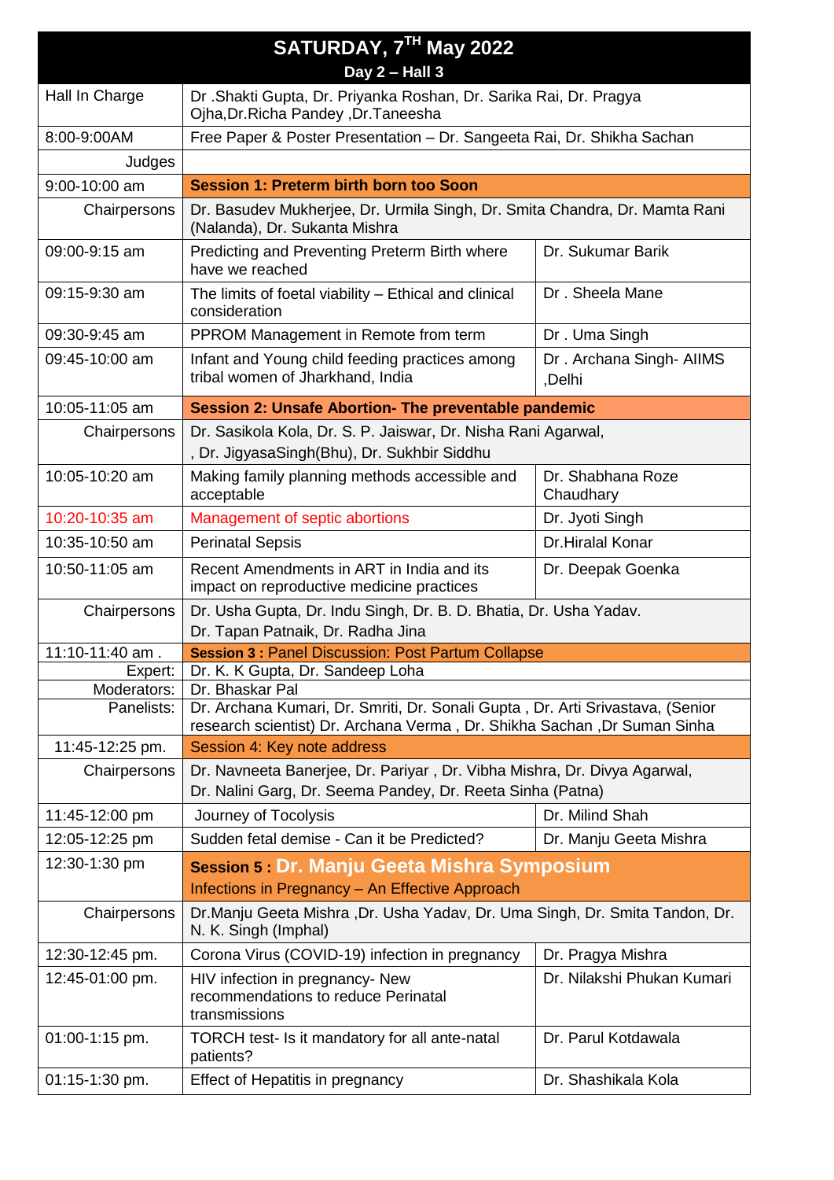| SATURDAY, 7TH May 2022 Day 2 – Hall 3 | | |
|---|---|---|
| Hall In Charge | Dr .Shakti Gupta, Dr. Priyanka Roshan, Dr. Sarika Rai, Dr. Pragya Ojha,Dr.Richa Pandey ,Dr.Taneesha | |
| 8:00-9:00AM | Free Paper & Poster Presentation – Dr. Sangeeta Rai, Dr. Shikha Sachan | |
| Judges | | |
| 9:00-10:00 am | **Session 1: Preterm birth born too Soon** | |
| Chairpersons | Dr. Basudev Mukherjee, Dr. Urmila Singh, Dr. Smita Chandra, Dr. Mamta Rani (Nalanda), Dr. Sukanta Mishra | |
| 09:00-9:15 am | Predicting and Preventing Preterm Birth where have we reached | Dr. Sukumar Barik |
| 09:15-9:30 am | The limits of foetal viability – Ethical and clinical consideration | Dr . Sheela Mane |
| 09:30-9:45 am | PPROM Management in Remote from term | Dr . Uma Singh |
| 09:45-10:00 am | Infant and Young child feeding practices among tribal women of Jharkhand, India | Dr . Archana Singh- AIIMS ,Delhi |
| 10:05-11:05 am | **Session 2: Unsafe Abortion- The preventable pandemic** | |
| Chairpersons | Dr. Sasikola Kola, Dr. S. P. Jaiswar, Dr. Nisha Rani Agarwal, , Dr. JigyasaSingh(Bhu), Dr. Sukhbir Siddhu | |
| 10:05-10:20 am | Making family planning methods accessible and acceptable | Dr. Shabhana Roze Chaudhary |
| 10:20-10:35 am | Management of septic abortions | Dr. Jyoti Singh |
| 10:35-10:50 am | Perinatal Sepsis | Dr.Hiralal Konar |
| 10:50-11:05 am | Recent Amendments in ART in India and its impact on reproductive medicine practices | Dr. Deepak Goenka |
| Chairpersons | Dr. Usha Gupta, Dr. Indu Singh, Dr. B. D. Bhatia, Dr. Usha Yadav. Dr. Tapan Patnaik, Dr. Radha Jina | |
| 11:10-11:40 am . | **Session 3 :** Panel Discussion: Post Partum Collapse | |
| Expert: | Dr. K. K Gupta, Dr. Sandeep Loha | |
| Moderators: | Dr. Bhaskar Pal | |
| Panelists: | Dr. Archana Kumari, Dr. Smriti, Dr. Sonali Gupta , Dr. Arti Srivastava, (Senior research scientist) Dr. Archana Verma , Dr. Shikha Sachan ,Dr Suman Sinha | |
| 11:45-12:25 pm. | Session 4: Key note address | |
| Chairpersons | Dr. Navneeta Banerjee, Dr. Pariyar , Dr. Vibha Mishra, Dr. Divya Agarwal, Dr. Nalini Garg, Dr. Seema Pandey, Dr. Reeta Sinha (Patna) | |
| 11:45-12:00 pm | Journey of Tocolysis | Dr. Milind Shah |
| 12:05-12:25 pm | Sudden fetal demise - Can it be Predicted? | Dr. Manju Geeta Mishra |
| 12:30-1:30 pm | **Session 5 : Dr. Manju Geeta Mishra Symposium** Infections in Pregnancy – An Effective Approach | |
| Chairpersons | Dr.Manju Geeta Mishra ,Dr. Usha Yadav, Dr. Uma Singh, Dr. Smita Tandon, Dr. N. K. Singh (Imphal) | |
| 12:30-12:45 pm. | Corona Virus (COVID-19) infection in pregnancy | Dr. Pragya Mishra |
| 12:45-01:00 pm. | HIV infection in pregnancy- New recommendations to reduce Perinatal transmissions | Dr. Nilakshi Phukan Kumari |
| 01:00-1:15 pm. | TORCH test- Is it mandatory for all ante-natal patients? | Dr. Parul Kotdawala |
| 01:15-1:30 pm. | Effect of Hepatitis in pregnancy | Dr. Shashikala Kola |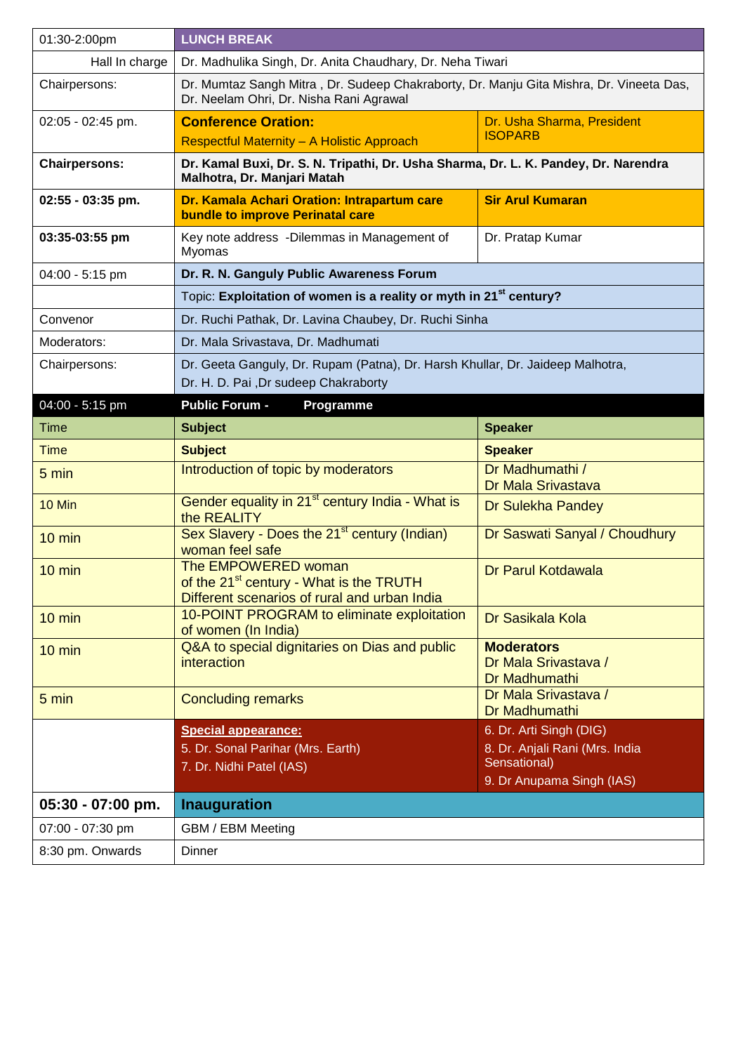| 01:30-2:00pm | **LUNCH BREAK** | |
|---|---|---|
| Hall In charge | Dr. Madhulika Singh, Dr. Anita Chaudhary, Dr. Neha Tiwari | |
| Chairpersons: | Dr. Mumtaz Sangh Mitra , Dr. Sudeep Chakraborty, Dr. Manju Gita Mishra, Dr. Vineeta Das, Dr. Neelam Ohri, Dr. Nisha Rani Agrawal | |
| 02:05 - 02:45 pm. | **Conference Oration:** Respectful Maternity – A Holistic Approach | Dr. Usha Sharma, President ISOPARB |
| **Chairpersons:** | **Dr. Kamal Buxi, Dr. S. N. Tripathi, Dr. Usha Sharma, Dr. L. K. Pandey, Dr. Narendra Malhotra, Dr. Manjari Matah** | |
| **02:55 - 03:35 pm.** | **Dr. Kamala Achari Oration: Intrapartum care bundle to improve Perinatal care** | **Sir Arul Kumaran** |
| **03:35-03:55 pm** | Key note address -Dilemmas in Management of Myomas | Dr. Pratap Kumar |
| 04:00 - 5:15 pm | **Dr. R. N. Ganguly Public Awareness Forum** | |
| | Topic: **Exploitation of women is a reality or myth in 21st century?** | |
| Convenor | Dr. Ruchi Pathak, Dr. Lavina Chaubey, Dr. Ruchi Sinha | |
| Moderators: | Dr. Mala Srivastava, Dr. Madhumati | |
| Chairpersons: | Dr. Geeta Ganguly, Dr. Rupam (Patna), Dr. Harsh Khullar, Dr. Jaideep Malhotra, Dr. H. D. Pai ,Dr sudeep Chakraborty | |
| 04:00 - 5:15 pm | **Public Forum - Programme** | |
| Time | **Subject** | **Speaker** |
| Time | **Subject** | **Speaker** |
| 5 min | Introduction of topic by moderators | Dr Madhumathi / Dr Mala Srivastava |
| 10 Min | Gender equality in 21st century India - What is the REALITY | Dr Sulekha Pandey |
| 10 min | Sex Slavery - Does the 21st century (Indian) woman feel safe | Dr Saswati Sanyal / Choudhury |
| 10 min | The EMPOWERED woman of the 21st century - What is the TRUTH Different scenarios of rural and urban India | Dr Parul Kotdawala |
| 10 min | 10-POINT PROGRAM to eliminate exploitation of women (In India) | Dr Sasikala Kola |
| 10 min | Q&A to special dignitaries on Dias and public interaction | **Moderators** Dr Mala Srivastava / Dr Madhumathi |
| 5 min | Concluding remarks | Dr Mala Srivastava / Dr Madhumathi |
| | **Special appearance:** 5. Dr. Sonal Parihar (Mrs. Earth) 7. Dr. Nidhi Patel (IAS) | 6. Dr. Arti Singh (DIG) 8. Dr. Anjali Rani (Mrs. India Sensational) 9. Dr Anupama Singh (IAS) |
| **05:30 - 07:00 pm.** | **Inauguration** | |
| 07:00 - 07:30 pm | GBM / EBM Meeting | |
| 8:30 pm. Onwards | Dinner | |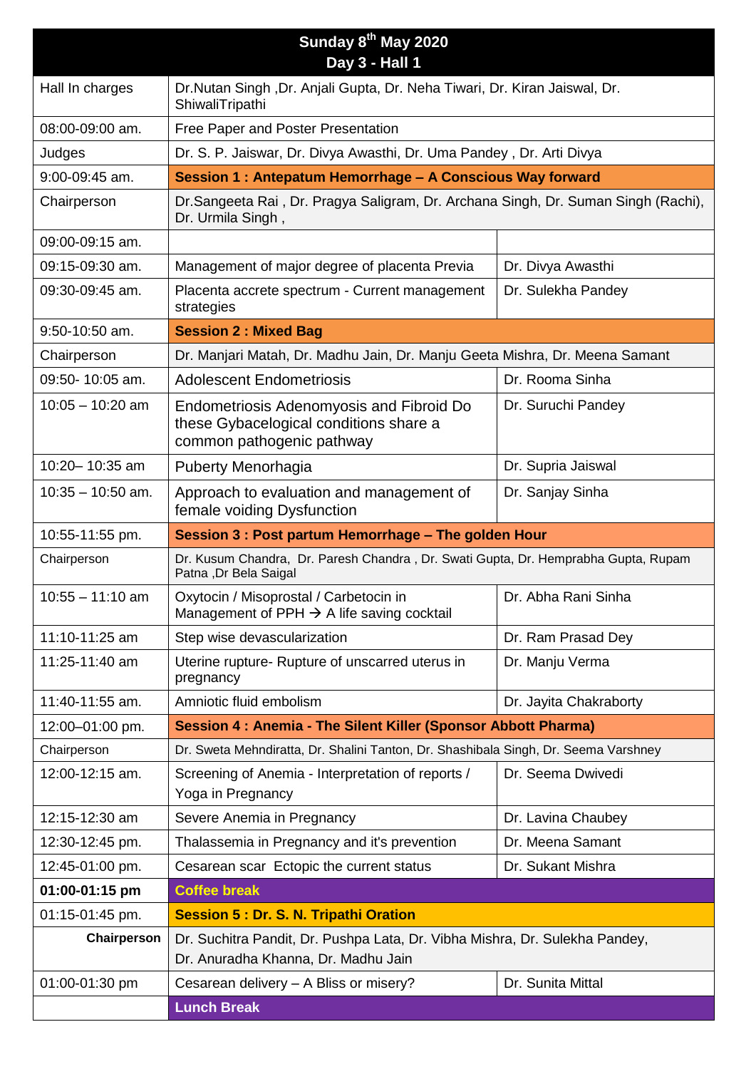| Sunday 8th May 2020 Day 3 - Hall 1 | | |
|---|---|---|
| Hall In charges | Dr.Nutan Singh ,Dr. Anjali Gupta, Dr. Neha Tiwari, Dr. Kiran Jaiswal, Dr. ShiwaliTripathi | |
| 08:00-09:00 am. | Free Paper and Poster Presentation | |
| Judges | Dr. S. P. Jaiswar, Dr. Divya Awasthi, Dr. Uma Pandey , Dr. Arti Divya | |
| 9:00-09:45 am. | **Session 1 : Antepatum Hemorrhage – A Conscious Way forward** | |
| Chairperson | Dr.Sangeeta Rai , Dr. Pragya Saligram, Dr. Archana Singh, Dr. Suman Singh (Rachi), Dr. Urmila Singh , | |
| 09:00-09:15 am. | | |
| 09:15-09:30 am. | Management of major degree of placenta Previa | Dr. Divya Awasthi |
| 09:30-09:45 am. | Placenta accrete spectrum - Current management strategies | Dr. Sulekha Pandey |
| 9:50-10:50 am. | **Session 2 : Mixed Bag** | |
| Chairperson | Dr. Manjari Matah, Dr. Madhu Jain, Dr. Manju Geeta Mishra, Dr. Meena Samant | |
| 09:50- 10:05 am. | Adolescent Endometriosis | Dr. Rooma Sinha |
| 10:05 – 10:20 am | Endometriosis Adenomyosis and Fibroid Do these Gybacelogical conditions share a common pathogenic pathway | Dr. Suruchi Pandey |
| 10:20– 10:35 am | Puberty Menorhagia | Dr. Supria Jaiswal |
| 10:35 – 10:50 am. | Approach to evaluation and management of female voiding Dysfunction | Dr. Sanjay Sinha |
| 10:55-11:55 pm. | **Session 3 : Post partum Hemorrhage – The golden Hour** | |
| Chairperson | Dr. Kusum Chandra, Dr. Paresh Chandra , Dr. Swati Gupta, Dr. Hemprabha Gupta, Rupam Patna ,Dr Bela Saigal | |
| 10:55 – 11:10 am | Oxytocin / Misoprostal / Carbetocin in Management of PPH → A life saving cocktail | Dr. Abha Rani Sinha |
| 11:10-11:25 am | Step wise devascularization | Dr. Ram Prasad Dey |
| 11:25-11:40 am | Uterine rupture- Rupture of unscarred uterus in pregnancy | Dr. Manju Verma |
| 11:40-11:55 am. | Amniotic fluid embolism | Dr. Jayita Chakraborty |
| 12:00–01:00 pm. | **Session 4 : Anemia - The Silent Killer (Sponsor Abbott Pharma)** | |
| Chairperson | Dr. Sweta Mehndiratta, Dr. Shalini Tanton, Dr. Shashibala Singh, Dr. Seema Varshney | |
| 12:00-12:15 am. | Screening of Anemia - Interpretation of reports / Yoga in Pregnancy | Dr. Seema Dwivedi |
| 12:15-12:30 am | Severe Anemia in Pregnancy | Dr. Lavina Chaubey |
| 12:30-12:45 pm. | Thalassemia in Pregnancy and it's prevention | Dr. Meena Samant |
| 12:45-01:00 pm. | Cesarean scar Ectopic the current status | Dr. Sukant Mishra |
| **01:00-01:15 pm** | **Coffee break** | |
| 01:15-01:45 pm. | **Session 5 : Dr. S. N. Tripathi Oration** | |
| **Chairperson** | Dr. Suchitra Pandit, Dr. Pushpa Lata, Dr. Vibha Mishra, Dr. Sulekha Pandey, Dr. Anuradha Khanna, Dr. Madhu Jain | |
| 01:00-01:30 pm | Cesarean delivery – A Bliss or misery? | Dr. Sunita Mittal |
| | **Lunch Break** | |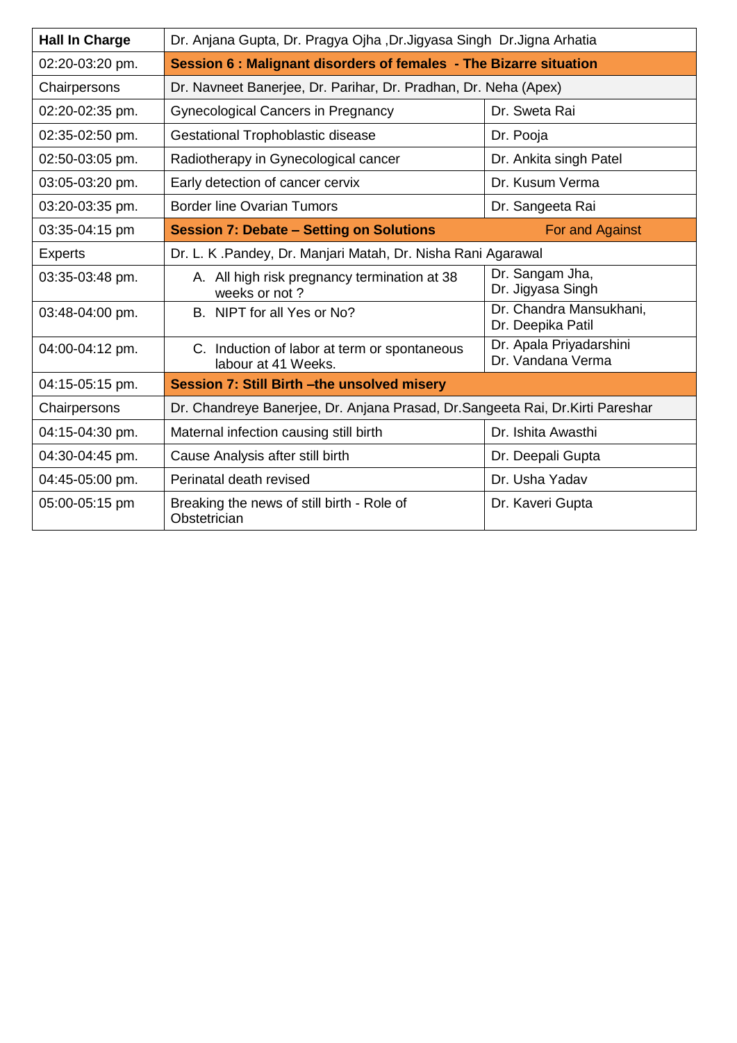| **Hall In Charge** | Dr. Anjana Gupta, Dr. Pragya Ojha ,Dr.Jigyasa Singh  Dr.Jigna Arhatia | |
|---|---|---|
| 02:20-03:20 pm. | **Session 6 : Malignant disorders of females  - The Bizarre situation** | |
| Chairpersons | Dr. Navneet Banerjee, Dr. Parihar, Dr. Pradhan, Dr. Neha (Apex) | |
| 02:20-02:35 pm. | Gynecological Cancers in Pregnancy | Dr. Sweta Rai |
| 02:35-02:50 pm. | Gestational Trophoblastic disease | Dr. Pooja |
| 02:50-03:05 pm. | Radiotherapy in Gynecological cancer | Dr. Ankita singh Patel |
| 03:05-03:20 pm. | Early detection of cancer cervix | Dr. Kusum Verma |
| 03:20-03:35 pm. | Border line Ovarian Tumors | Dr. Sangeeta Rai |
| 03:35-04:15 pm | **Session 7: Debate – Setting on Solutions** | For and Against |
| Experts | Dr. L. K .Pandey, Dr. Manjari Matah, Dr. Nisha Rani Agarawal | |
| 03:35-03:48 pm. | A. All high risk pregnancy termination at 38 weeks or not ? | Dr. Sangam Jha, Dr. Jigyasa Singh |
| 03:48-04:00 pm. | B. NIPT for all Yes or No? | Dr. Chandra Mansukhani, Dr. Deepika Patil |
| 04:00-04:12 pm. | C. Induction of labor at term or spontaneous labour at 41 Weeks. | Dr. Apala Priyadarshini Dr. Vandana Verma |
| 04:15-05:15 pm. | **Session 7: Still Birth –the unsolved misery** | |
| Chairpersons | Dr. Chandreye Banerjee, Dr. Anjana Prasad, Dr.Sangeeta Rai, Dr.Kirti Pareshar | |
| 04:15-04:30 pm. | Maternal infection causing still birth | Dr. Ishita Awasthi |
| 04:30-04:45 pm. | Cause Analysis after still birth | Dr. Deepali Gupta |
| 04:45-05:00 pm. | Perinatal death revised | Dr. Usha Yadav |
| 05:00-05:15 pm | Breaking the news of still birth - Role of Obstetrician | Dr. Kaveri Gupta |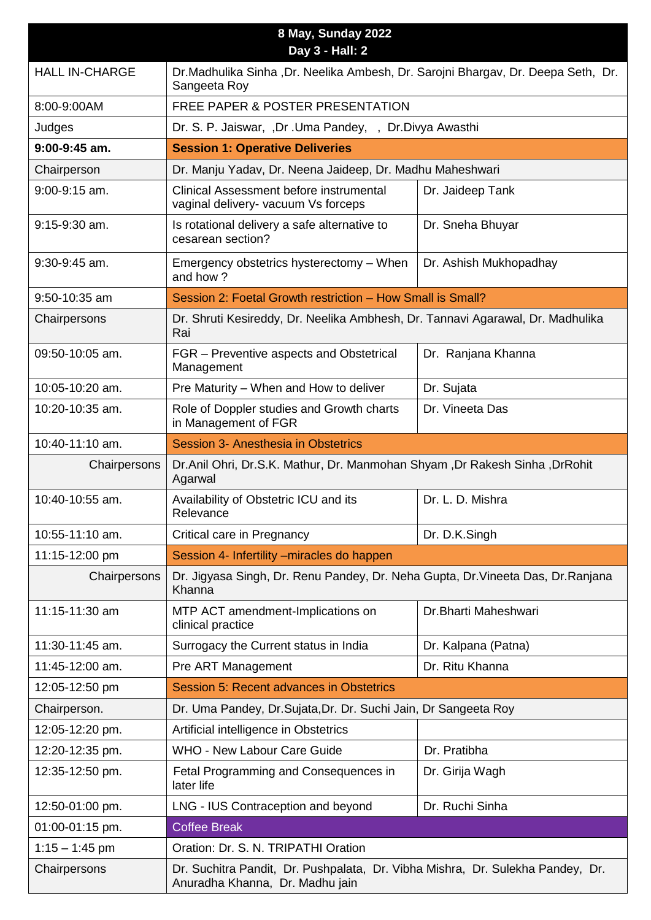| 8 May, Sunday 2022<br>Day 3 - Hall: 2 | | |
|---|---|---|
| HALL IN-CHARGE | Dr.Madhulika Sinha ,Dr. Neelika Ambesh, Dr. Sarojni Bhargav, Dr. Deepa Seth, Dr. Sangeeta Roy | |
| 8:00-9:00AM | FREE PAPER & POSTER PRESENTATION | |
| Judges | Dr. S. P. Jaiswar, ,Dr .Uma Pandey, , Dr.Divya Awasthi | |
| **9:00-9:45 am.** | **Session 1: Operative Deliveries** | |
| Chairperson | Dr. Manju Yadav, Dr. Neena Jaideep, Dr. Madhu Maheshwari | |
| 9:00-9:15 am. | Clinical Assessment before instrumental vaginal delivery- vacuum Vs forceps | Dr. Jaideep Tank |
| 9:15-9:30 am. | Is rotational delivery a safe alternative to cesarean section? | Dr. Sneha Bhuyar |
| 9:30-9:45 am. | Emergency obstetrics hysterectomy – When and how ? | Dr. Ashish Mukhopadhay |
| 9:50-10:35 am | Session 2: Foetal Growth restriction – How Small is Small? | |
| Chairpersons | Dr. Shruti Kesireddy, Dr. Neelika Ambhesh, Dr. Tannavi Agarawal, Dr. Madhulika Rai | |
| 09:50-10:05 am. | FGR – Preventive aspects and Obstetrical Management | Dr. Ranjana Khanna |
| 10:05-10:20 am. | Pre Maturity – When and How to deliver | Dr. Sujata |
| 10:20-10:35 am. | Role of Doppler studies and Growth charts in Management of FGR | Dr. Vineeta Das |
| 10:40-11:10 am. | Session 3- Anesthesia in Obstetrics | |
| Chairpersons | Dr.Anil Ohri, Dr.S.K. Mathur, Dr. Manmohan Shyam ,Dr Rakesh Sinha ,DrRohit Agarwal | |
| 10:40-10:55 am. | Availability of Obstetric ICU and its Relevance | Dr. L. D. Mishra |
| 10:55-11:10 am. | Critical care in Pregnancy | Dr. D.K.Singh |
| 11:15-12:00 pm | Session 4- Infertility –miracles do happen | |
| Chairpersons | Dr. Jigyasa Singh, Dr. Renu Pandey, Dr. Neha Gupta, Dr.Vineeta Das, Dr.Ranjana Khanna | |
| 11:15-11:30 am | MTP ACT amendment-Implications on clinical practice | Dr.Bharti Maheshwari |
| 11:30-11:45 am. | Surrogacy the Current status in India | Dr. Kalpana (Patna) |
| 11:45-12:00 am. | Pre ART Management | Dr. Ritu Khanna |
| 12:05-12:50 pm | Session 5: Recent advances in Obstetrics | |
| Chairperson. | Dr. Uma Pandey, Dr.Sujata,Dr. Dr. Suchi Jain, Dr Sangeeta Roy | |
| 12:05-12:20 pm. | Artificial intelligence in Obstetrics | |
| 12:20-12:35 pm. | WHO - New Labour Care Guide | Dr. Pratibha |
| 12:35-12:50 pm. | Fetal Programming and Consequences in later life | Dr. Girija Wagh |
| 12:50-01:00 pm. | LNG - IUS Contraception and beyond | Dr. Ruchi Sinha |
| 01:00-01:15 pm. | Coffee Break | |
| 1:15 – 1:45 pm | Oration: Dr. S. N. TRIPATHI Oration | |
| Chairpersons | Dr. Suchitra Pandit, Dr. Pushpalata, Dr. Vibha Mishra, Dr. Sulekha Pandey, Dr. Anuradha Khanna, Dr. Madhu jain | |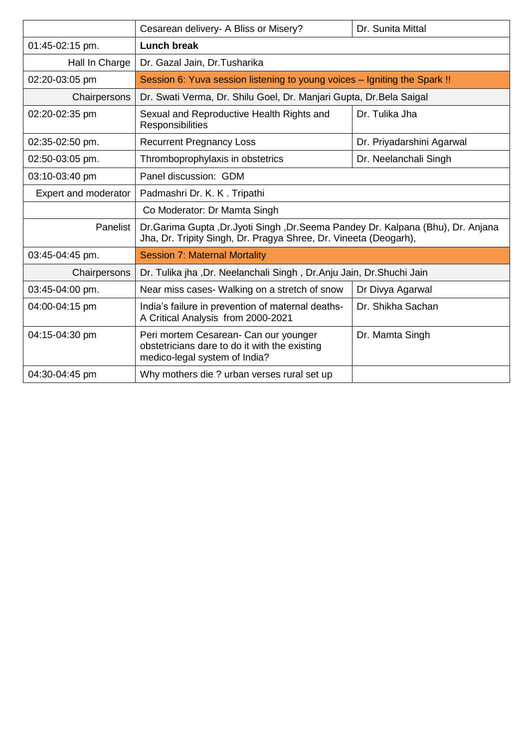| | | |
|---|---|---|
| | Cesarean delivery- A Bliss or Misery? | Dr. Sunita Mittal |
| 01:45-02:15 pm. | **Lunch break** | |
| Hall In Charge | Dr. Gazal Jain, Dr.Tusharika | |
| 02:20-03:05 pm | Session 6: Yuva session listening to young voices – Igniting the Spark !! | |
| Chairpersons | Dr. Swati Verma, Dr. Shilu Goel, Dr. Manjari Gupta, Dr.Bela Saigal | |
| 02:20-02:35 pm | Sexual and Reproductive Health Rights and Responsibilities | Dr. Tulika Jha |
| 02:35-02:50 pm. | Recurrent Pregnancy Loss | Dr. Priyadarshini Agarwal |
| 02:50-03:05 pm. | Thromboprophylaxis in obstetrics | Dr. Neelanchali Singh |
| 03:10-03:40 pm | Panel discussion: GDM | |
| Expert and moderator | Padmashri Dr. K. K . Tripathi | |
| | Co Moderator: Dr Mamta Singh | |
| Panelist | Dr.Garima Gupta ,Dr.Jyoti Singh ,Dr.Seema Pandey Dr. Kalpana (Bhu), Dr. Anjana Jha, Dr. Tripity Singh, Dr. Pragya Shree, Dr. Vineeta (Deogarh), | |
| 03:45-04:45 pm. | Session 7: Maternal Mortality | |
| Chairpersons | Dr. Tulika jha ,Dr. Neelanchali Singh , Dr.Anju Jain, Dr.Shuchi Jain | |
| 03:45-04:00 pm. | Near miss cases- Walking on a stretch of snow | Dr Divya Agarwal |
| 04:00-04:15 pm | India's failure in prevention of maternal deaths- A Critical Analysis from 2000-2021 | Dr. Shikha Sachan |
| 04:15-04:30 pm | Peri mortem Cesarean- Can our younger obstetricians dare to do it with the existing medico-legal system of India? | Dr. Mamta Singh |
| 04:30-04:45 pm | Why mothers die ? urban verses rural set up | |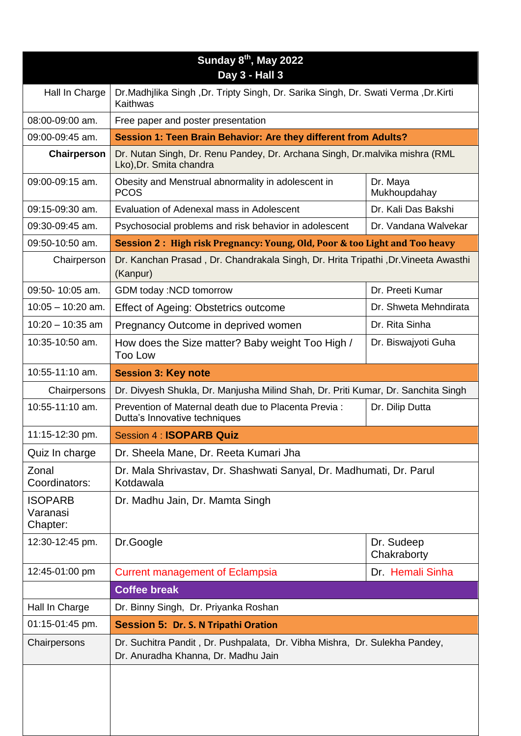| Sunday 8th, May 2022<br>Day 3 - Hall 3 | | |
|---|---|---|
| Hall In Charge | Dr.Madhjlika Singh ,Dr. Tripty Singh, Dr. Sarika Singh, Dr. Swati Verma ,Dr.Kirti Kaithwas | |
| 08:00-09:00 am. | Free paper and poster presentation | |
| 09:00-09:45 am. | **Session 1: Teen Brain Behavior: Are they different from Adults?** | |
| **Chairperson** | Dr. Nutan Singh, Dr. Renu Pandey, Dr. Archana Singh, Dr.malvika mishra (RML Lko),Dr. Smita chandra | |
| 09:00-09:15 am. | Obesity and Menstrual abnormality in adolescent in PCOS | Dr. Maya Mukhoupdahay |
| 09:15-09:30 am. | Evaluation of Adenexal mass in Adolescent | Dr. Kali Das Bakshi |
| 09:30-09:45 am. | Psychosocial problems and risk behavior in adolescent | Dr. Vandana Walvekar |
| 09:50-10:50 am. | **Session 2 : High risk Pregnancy: Young, Old, Poor & too Light and Too heavy** | |
| Chairperson | Dr. Kanchan Prasad , Dr. Chandrakala Singh, Dr. Hrita Tripathi ,Dr.Vineeta Awasthi (Kanpur) | |
| 09:50- 10:05 am. | GDM today :NCD tomorrow | Dr. Preeti Kumar |
| 10:05 – 10:20 am. | Effect of Ageing: Obstetrics outcome | Dr. Shweta Mehndirata |
| 10:20 – 10:35 am | Pregnancy Outcome in deprived women | Dr. Rita Sinha |
| 10:35-10:50 am. | How does the Size matter? Baby weight Too High / Too Low | Dr. Biswajyoti Guha |
| 10:55-11:10 am. | **Session 3: Key note** | |
| Chairpersons | Dr. Divyesh Shukla, Dr. Manjusha Milind Shah, Dr. Priti Kumar, Dr. Sanchita Singh | |
| 10:55-11:10 am. | Prevention of Maternal death due to Placenta Previa : Dutta's Innovative techniques | Dr. Dilip Dutta |
| 11:15-12:30 pm. | Session 4 : **ISOPARB Quiz** | |
| Quiz In charge | Dr. Sheela Mane, Dr. Reeta Kumari Jha | |
| Zonal Coordinators: | Dr. Mala Shrivastav, Dr. Shashwati Sanyal, Dr. Madhumati, Dr. Parul Kotdawala | |
| ISOPARB Varanasi Chapter: | Dr. Madhu Jain, Dr. Mamta Singh | |
| 12:30-12:45 pm. | Dr.Google | Dr. Sudeep Chakraborty |
| 12:45-01:00 pm | Current management of Eclampsia | Dr. Hemali Sinha |
| | **Coffee break** | |
| Hall In Charge | Dr. Binny Singh, Dr. Priyanka Roshan | |
| 01:15-01:45 pm. | **Session 5: Dr. S. N Tripathi Oration** | |
| Chairpersons | Dr. Suchitra Pandit , Dr. Pushpalata, Dr. Vibha Mishra, Dr. Sulekha Pandey, Dr. Anuradha Khanna, Dr. Madhu Jain | |
| | | |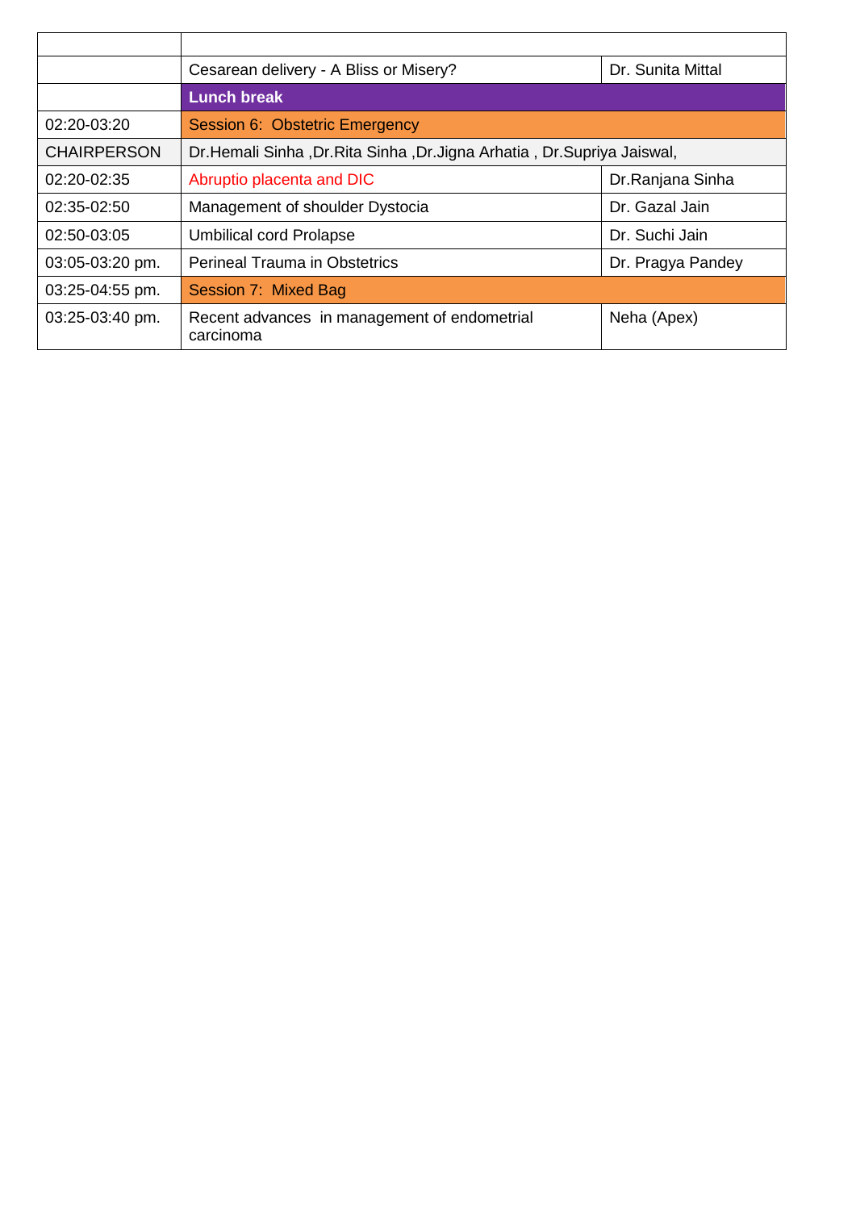| | | |
|---|---|---|
| | | |
| | Cesarean delivery - A Bliss or Misery? | Dr. Sunita Mittal |
| | **Lunch break** | |
| 02:20-03:20 | Session 6: Obstetric Emergency | |
| CHAIRPERSON | Dr.Hemali Sinha ,Dr.Rita Sinha ,Dr.Jigna Arhatia , Dr.Supriya Jaiswal, | |
| 02:20-02:35 | Abruptio placenta and DIC | Dr.Ranjana Sinha |
| 02:35-02:50 | Management of shoulder Dystocia | Dr. Gazal Jain |
| 02:50-03:05 | Umbilical cord Prolapse | Dr. Suchi Jain |
| 03:05-03:20 pm. | Perineal Trauma in Obstetrics | Dr. Pragya Pandey |
| 03:25-04:55 pm. | Session 7: Mixed Bag | |
| 03:25-03:40 pm. | Recent advances in management of endometrial carcinoma | Neha (Apex) |